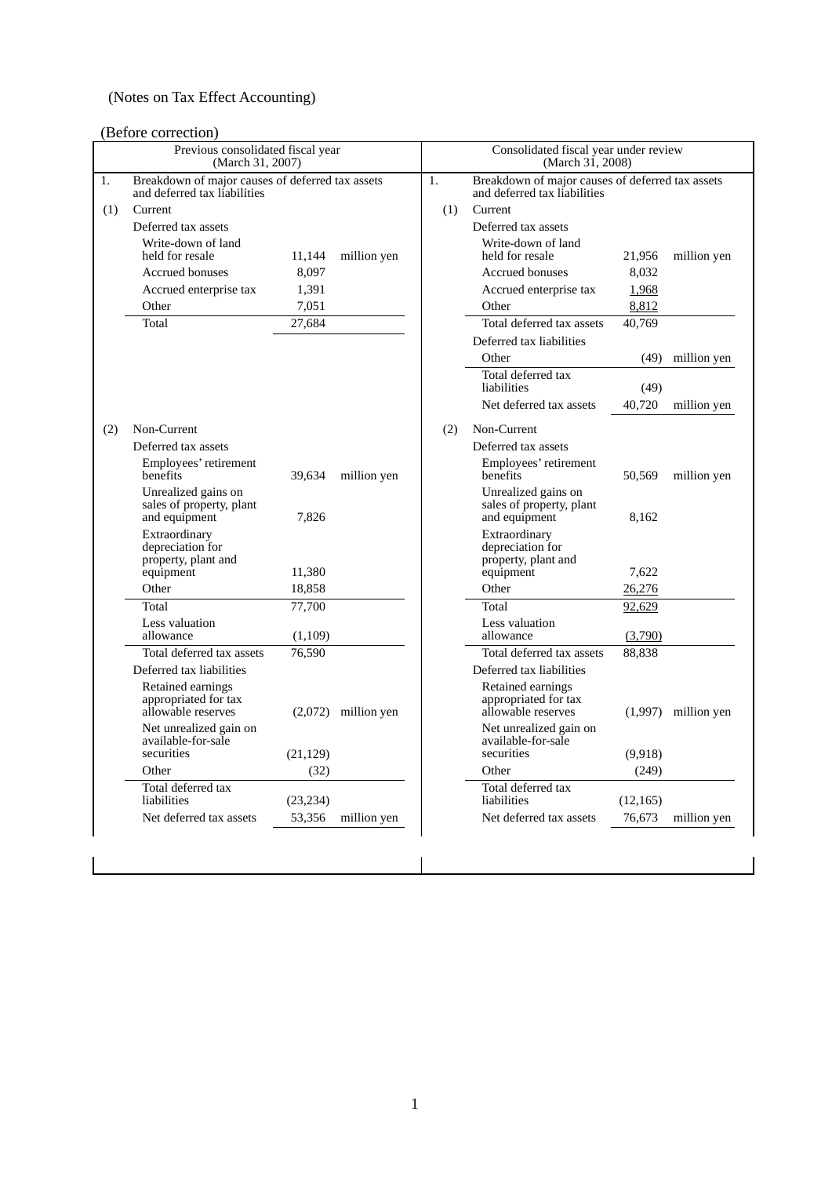(Notes on Tax Effect Accounting)

(Before correction)

| Previous consolidated fiscal year (March 31, 2007) | | | Consolidated fiscal year under review (March 31, 2008) | | |
|---|---|---|---|---|---|
| 1. Breakdown of major causes of deferred tax assets and deferred tax liabilities | | | 1. Breakdown of major causes of deferred tax assets and deferred tax liabilities | | |
| (1) Current | | | (1) Current | | |
| Deferred tax assets | | | Deferred tax assets | | |
| Write-down of land held for resale | 11,144 | million yen | Write-down of land held for resale | 21,956 | million yen |
| Accrued bonuses | 8,097 | | Accrued bonuses | 8,032 | |
| Accrued enterprise tax | 1,391 | | Accrued enterprise tax | 1,968 | |
| Other | 7,051 | | Other | 8,812 | |
| Total | 27,684 | | Total deferred tax assets | 40,769 | |
| | | | Deferred tax liabilities | | |
| | | | Other | (49) | million yen |
| | | | Total deferred tax liabilities | (49) | |
| | | | Net deferred tax assets | 40,720 | million yen |
| (2) Non-Current | | | (2) Non-Current | | |
| Deferred tax assets | | | Deferred tax assets | | |
| Employees' retirement benefits | 39,634 | million yen | Employees' retirement benefits | 50,569 | million yen |
| Unrealized gains on sales of property, plant and equipment | 7,826 | | Unrealized gains on sales of property, plant and equipment | 8,162 | |
| Extraordinary depreciation for property, plant and equipment | 11,380 | | Extraordinary depreciation for property, plant and equipment | 7,622 | |
| Other | 18,858 | | Other | 26,276 | |
| Total | 77,700 | | Total | 92,629 | |
| Less valuation allowance | (1,109) | | Less valuation allowance | (3,790) | |
| Total deferred tax assets | 76,590 | | Total deferred tax assets | 88,838 | |
| Deferred tax liabilities | | | Deferred tax liabilities | | |
| Retained earnings appropriated for tax allowable reserves | (2,072) | million yen | Retained earnings appropriated for tax allowable reserves | (1,997) | million yen |
| Net unrealized gain on available-for-sale securities | (21,129) | | Net unrealized gain on available-for-sale securities | (9,918) | |
| Other | (32) | | Other | (249) | |
| Total deferred tax liabilities | (23,234) | | Total deferred tax liabilities | (12,165) | |
| Net deferred tax assets | 53,356 | million yen | Net deferred tax assets | 76,673 | million yen |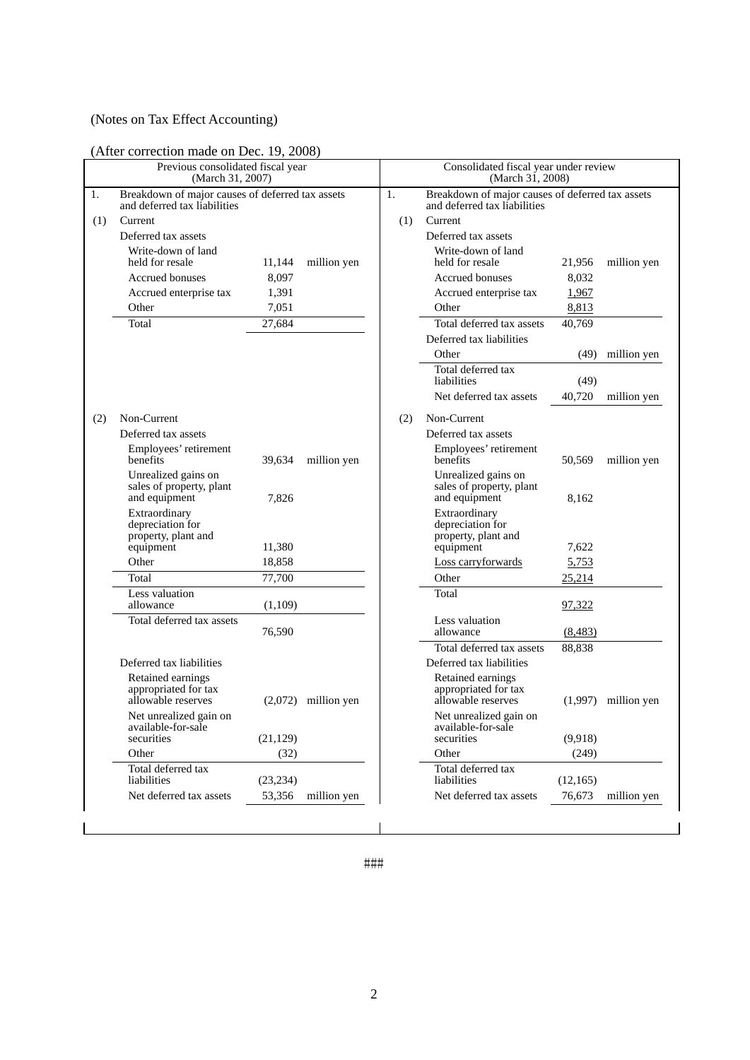(Notes on Tax Effect Accounting)

(After correction made on Dec. 19, 2008)

| Previous consolidated fiscal year (March 31, 2007) | | | Consolidated fiscal year under review (March 31, 2008) | | |
|---|---|---|---|---|---|
| 1. Breakdown of major causes of deferred tax assets and deferred tax liabilities | | | 1. Breakdown of major causes of deferred tax assets and deferred tax liabilities | | |
| (1) Current | | | (1) Current | | |
| Deferred tax assets | | | Deferred tax assets | | |
| Write-down of land held for resale | 11,144 | million yen | Write-down of land held for resale | 21,956 | million yen |
| Accrued bonuses | 8,097 | | Accrued bonuses | 8,032 | |
| Accrued enterprise tax | 1,391 | | Accrued enterprise tax | 1,967 | |
| Other | 7,051 | | Other | 8,813 | |
| Total | 27,684 | | Total deferred tax assets | 40,769 | |
| | | | Deferred tax liabilities | | |
| | | | Other | (49) | million yen |
| | | | Total deferred tax liabilities | (49) | |
| | | | Net deferred tax assets | 40,720 | million yen |
| (2) Non-Current | | | (2) Non-Current | | |
| Deferred tax assets | | | Deferred tax assets | | |
| Employees' retirement benefits | 39,634 | million yen | Employees' retirement benefits | 50,569 | million yen |
| Unrealized gains on sales of property, plant and equipment | 7,826 | | Unrealized gains on sales of property, plant and equipment | 8,162 | |
| Extraordinary depreciation for property, plant and equipment | 11,380 | | Extraordinary depreciation for property, plant and equipment | 7,622 | |
| Other | 18,858 | | Loss carryforwards | 5,753 | |
| Total | 77,700 | | Other | 25,214 | |
| Less valuation allowance | (1,109) | | Total | 97,322 | |
| Total deferred tax assets | 76,590 | | Less valuation allowance | (8,483) | |
| | | | Total deferred tax assets | 88,838 | |
| Deferred tax liabilities | | | Deferred tax liabilities | | |
| Retained earnings appropriated for tax allowable reserves | (2,072) | million yen | Retained earnings appropriated for tax allowable reserves | (1,997) | million yen |
| Net unrealized gain on available-for-sale securities | (21,129) | | Net unrealized gain on available-for-sale securities | (9,918) | |
| Other | (32) | | Other | (249) | |
| Total deferred tax liabilities | (23,234) | | Total deferred tax liabilities | (12,165) | |
| Net deferred tax assets | 53,356 | million yen | Net deferred tax assets | 76,673 | million yen |

###